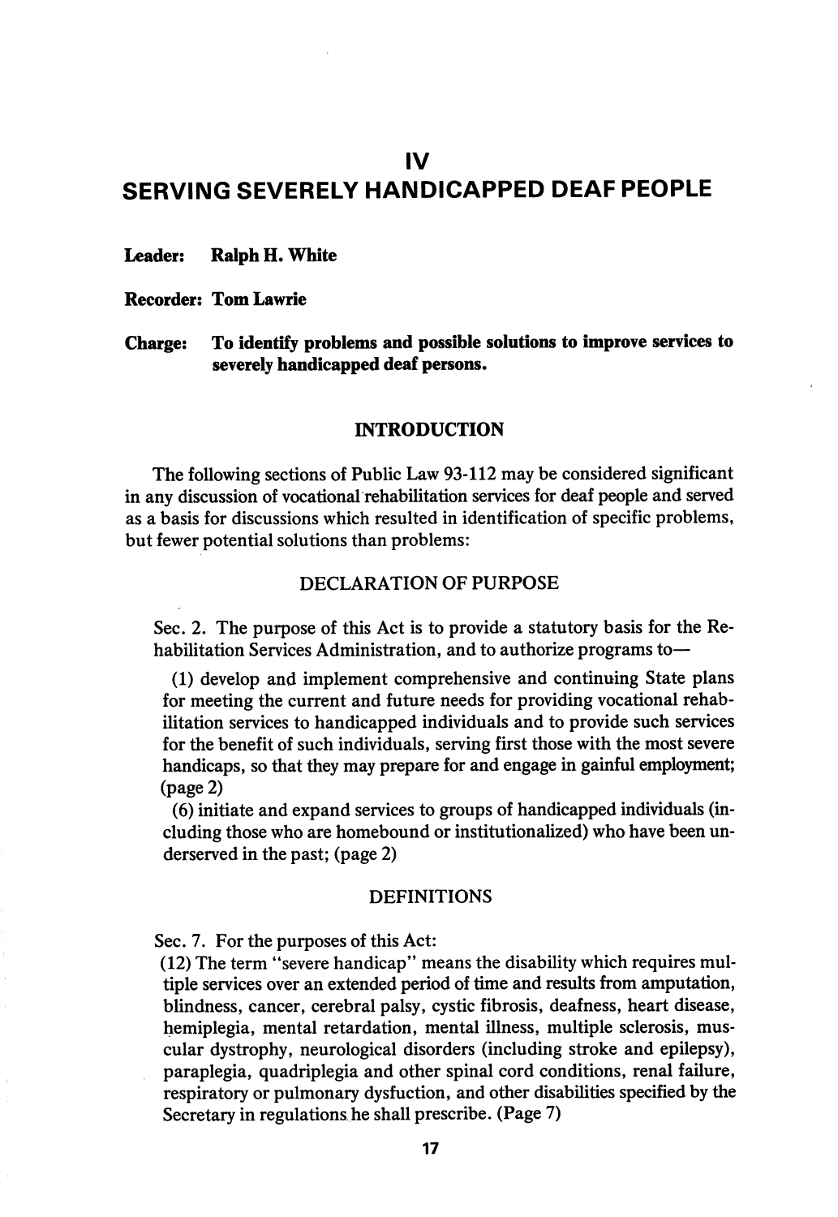# IV
# SERVING SEVERELY HANDICAPPED DEAF PEOPLE

**Leader: Ralph H. White**

**Recorder: Tom Lawrie**

**Charge: To identify problems and possible solutions to improve services to severely handicapped deaf persons.**

## INTRODUCTION

The following sections of Public Law 93-112 may be considered significant in any discussion of vocational rehabilitation services for deaf people and served as a basis for discussions which resulted in identification of specific problems, but fewer potential solutions than problems:

### DECLARATION OF PURPOSE

Sec. 2. The purpose of this Act is to provide a statutory basis for the Rehabilitation Services Administration, and to authorize programs to—

(1) develop and implement comprehensive and continuing State plans for meeting the current and future needs for providing vocational rehabilitation services to handicapped individuals and to provide such services for the benefit of such individuals, serving first those with the most severe handicaps, so that they may prepare for and engage in gainful employment; (page 2)

(6) initiate and expand services to groups of handicapped individuals (including those who are homebound or institutionalized) who have been underserved in the past; (page 2)

### DEFINITIONS

Sec. 7. For the purposes of this Act:

(12) The term "severe handicap" means the disability which requires multiple services over an extended period of time and results from amputation, blindness, cancer, cerebral palsy, cystic fibrosis, deafness, heart disease, hemiplegia, mental retardation, mental illness, multiple sclerosis, muscular dystrophy, neurological disorders (including stroke and epilepsy), paraplegia, quadriplegia and other spinal cord conditions, renal failure, respiratory or pulmonary dysfuction, and other disabilities specified by the Secretary in regulations he shall prescribe. (Page 7)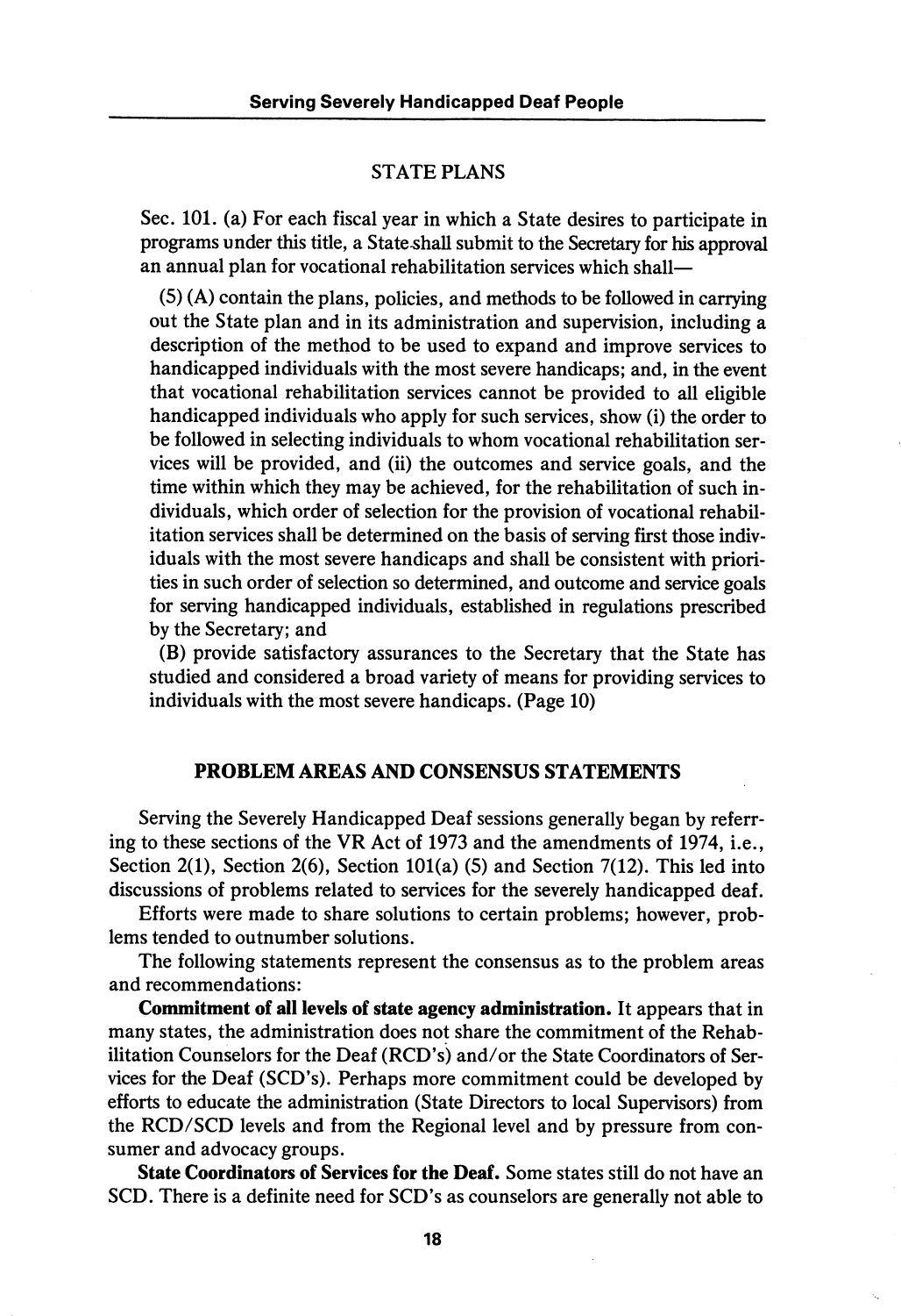## STATE PLANS

Sec. 101. (a) For each fiscal year in which a State desires to participate in programs under this title, a State shall submit to the Secretary for his approval an annual plan for vocational rehabilitation services which shall—

(5) (A) contain the plans, policies, and methods to be followed in carrying out the State plan and in its administration and supervision, including a description of the method to be used to expand and improve services to handicapped individuals with the most severe handicaps; and, in the event that vocational rehabilitation services cannot be provided to all eligible handicapped individuals who apply for such services, show (i) the order to be followed in selecting individuals to whom vocational rehabilitation services will be provided, and (ii) the outcomes and service goals, and the time within which they may be achieved, for the rehabilitation of such individuals, which order of selection for the provision of vocational rehabilitation services shall be determined on the basis of serving first those individuals with the most severe handicaps and shall be consistent with priorities in such order of selection so determined, and outcome and service goals for serving handicapped individuals, established in regulations prescribed by the Secretary; and

(B) provide satisfactory assurances to the Secretary that the State has studied and considered a broad variety of means for providing services to individuals with the most severe handicaps. (Page 10)

## PROBLEM AREAS AND CONSENSUS STATEMENTS

Serving the Severely Handicapped Deaf sessions generally began by referring to these sections of the VR Act of 1973 and the amendments of 1974, i.e., Section 2(1), Section 2(6), Section 101(a) (5) and Section 7(12). This led into discussions of problems related to services for the severely handicapped deaf.

Efforts were made to share solutions to certain problems; however, problems tended to outnumber solutions.

The following statements represent the consensus as to the problem areas and recommendations:

**Commitment of all levels of state agency administration.** It appears that in many states, the administration does not share the commitment of the Rehabilitation Counselors for the Deaf (RCD's) and/or the State Coordinators of Services for the Deaf (SCD's). Perhaps more commitment could be developed by efforts to educate the administration (State Directors to local Supervisors) from the RCD/SCD levels and from the Regional level and by pressure from consumer and advocacy groups.

**State Coordinators of Services for the Deaf.** Some states still do not have an SCD. There is a definite need for SCD's as counselors are generally not able to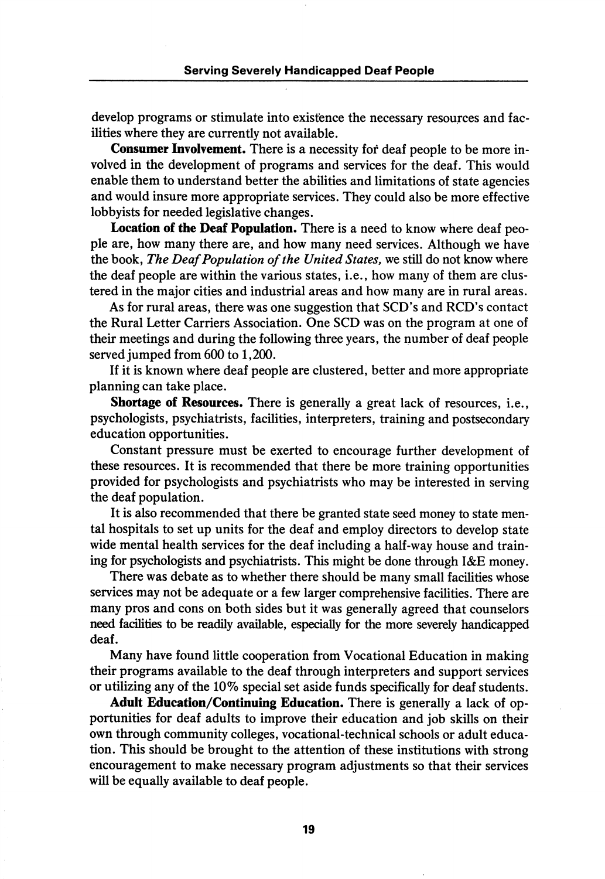develop programs or stimulate into existence the necessary resources and facilities where they are currently not available.

**Consumer Involvement.** There is a necessity for deaf people to be more involved in the development of programs and services for the deaf. This would enable them to understand better the abilities and limitations of state agencies and would insure more appropriate services. They could also be more effective lobbyists for needed legislative changes.

**Location of the Deaf Population.** There is a need to know where deaf people are, how many there are, and how many need services. Although we have the book, *The Deaf Population of the United States,* we still do not know where the deaf people are within the various states, i.e., how many of them are clustered in the major cities and industrial areas and how many are in rural areas.

As for rural areas, there was one suggestion that SCD's and RCD's contact the Rural Letter Carriers Association. One SCD was on the program at one of their meetings and during the following three years, the number of deaf people served jumped from 600 to 1,200.

If it is known where deaf people are clustered, better and more appropriate planning can take place.

**Shortage of Resources.** There is generally a great lack of resources, i.e., psychologists, psychiatrists, facilities, interpreters, training and postsecondary education opportunities.

Constant pressure must be exerted to encourage further development of these resources. It is recommended that there be more training opportunities provided for psychologists and psychiatrists who may be interested in serving the deaf population.

It is also recommended that there be granted state seed money to state mental hospitals to set up units for the deaf and employ directors to develop state wide mental health services for the deaf including a half-way house and training for psychologists and psychiatrists. This might be done through I&E money.

There was debate as to whether there should be many small facilities whose services may not be adequate or a few larger comprehensive facilities. There are many pros and cons on both sides but it was generally agreed that counselors need facilities to be readily available, especially for the more severely handicapped deaf.

Many have found little cooperation from Vocational Education in making their programs available to the deaf through interpreters and support services or utilizing any of the 10% special set aside funds specifically for deaf students.

**Adult Education/Continuing Education.** There is generally a lack of opportunities for deaf adults to improve their education and job skills on their own through community colleges, vocational-technical schools or adult education. This should be brought to the attention of these institutions with strong encouragement to make necessary program adjustments so that their services will be equally available to deaf people.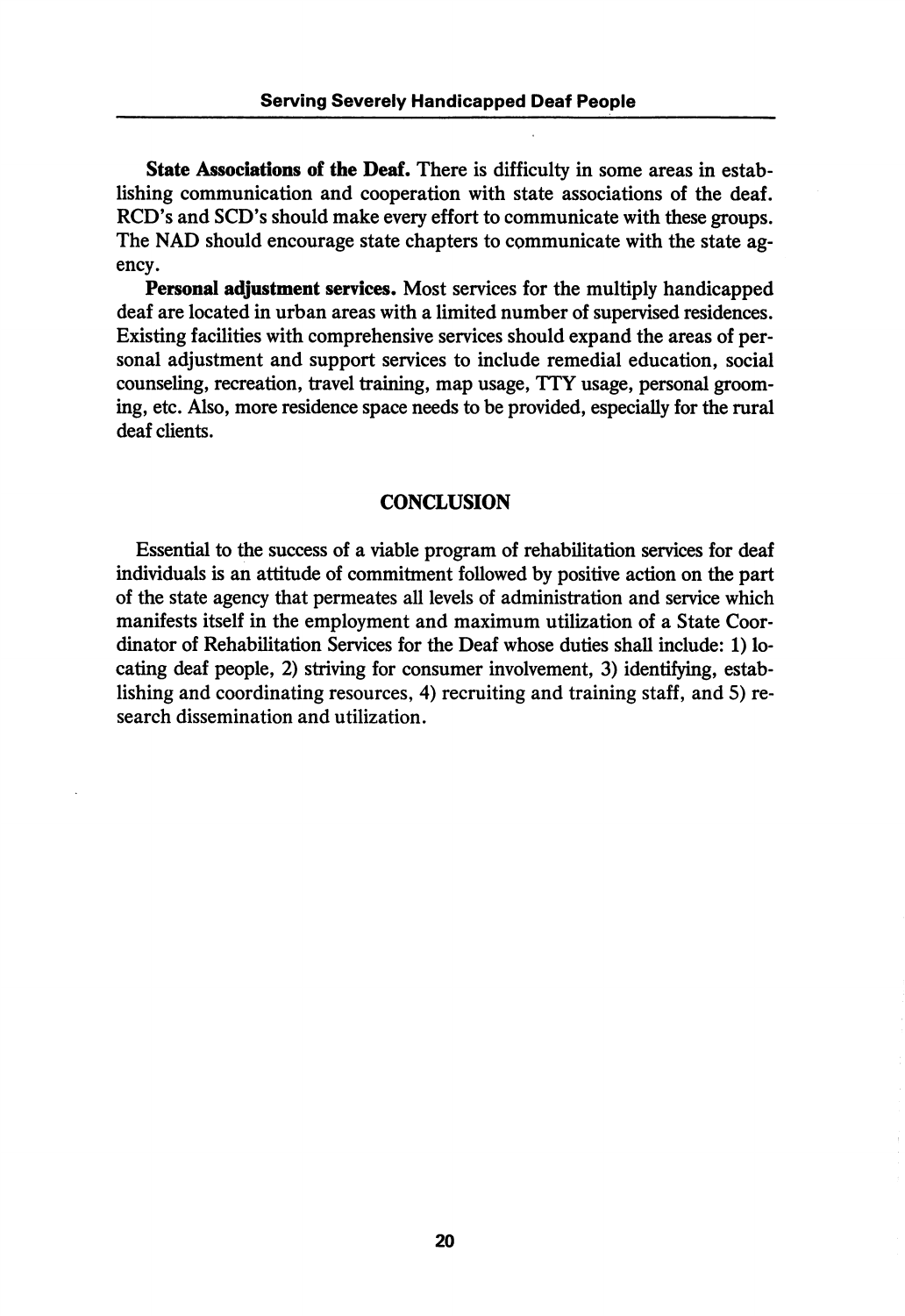**State Associations of the Deaf.** There is difficulty in some areas in establishing communication and cooperation with state associations of the deaf. RCD's and SCD's should make every effort to communicate with these groups. The NAD should encourage state chapters to communicate with the state agency.

**Personal adjustment services.** Most services for the multiply handicapped deaf are located in urban areas with a limited number of supervised residences. Existing facilities with comprehensive services should expand the areas of personal adjustment and support services to include remedial education, social counseling, recreation, travel training, map usage, TTY usage, personal grooming, etc. Also, more residence space needs to be provided, especially for the rural deaf clients.

## CONCLUSION

Essential to the success of a viable program of rehabilitation services for deaf individuals is an attitude of commitment followed by positive action on the part of the state agency that permeates all levels of administration and service which manifests itself in the employment and maximum utilization of a State Coordinator of Rehabilitation Services for the Deaf whose duties shall include: 1) locating deaf people, 2) striving for consumer involvement, 3) identifying, establishing and coordinating resources, 4) recruiting and training staff, and 5) research dissemination and utilization.